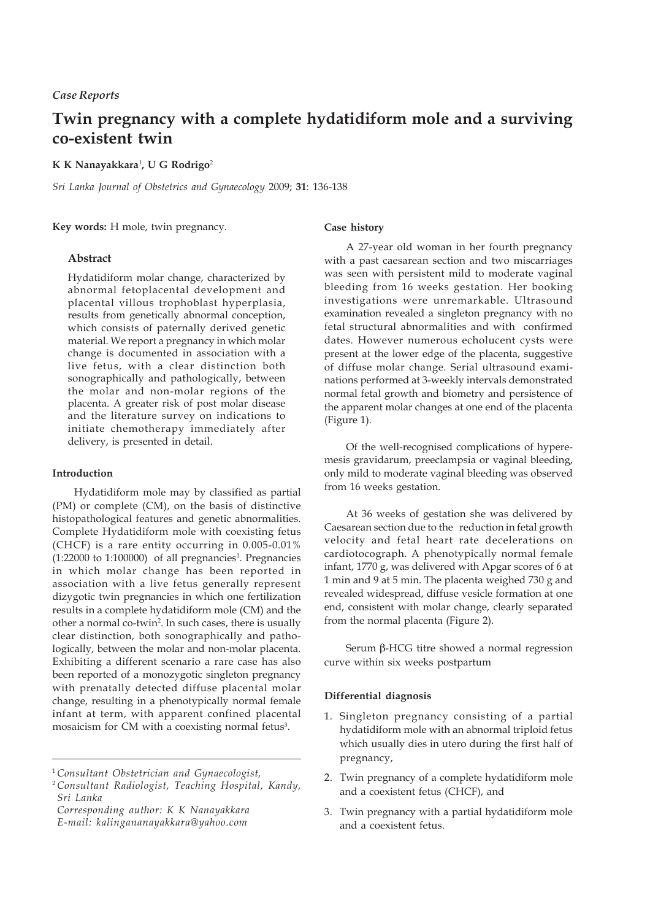*Case Reports*

# Twin pregnancy with a complete hydatidiform mole and a surviving co-existent twin

**K K Nanayakkara**[1], **U G Rodrigo**[2]

*Sri Lanka Journal of Obstetrics and Gynaecology* 2009; **31**: 136-138

**Key words:** H mole, twin pregnancy.

### Abstract

Hydatidiform molar change, characterized by abnormal fetoplacental development and placental villous trophoblast hyperplasia, results from genetically abnormal conception, which consists of paternally derived genetic material. We report a pregnancy in which molar change is documented in association with a live fetus, with a clear distinction both sonographically and pathologically, between the molar and non-molar regions of the placenta. A greater risk of post molar disease and the literature survey on indications to initiate chemotherapy immediately after delivery, is presented in detail.

#### Introduction

Hydatidiform mole may by classified as partial (PM) or complete (CM), on the basis of distinctive histopathological features and genetic abnormalities. Complete Hydatidiform mole with coexisting fetus (CHCF) is a rare entity occurring in 0.005-0.01% (1:22000 to 1:100000) of all pregnancies[1]. Pregnancies in which molar change has been reported in association with a live fetus generally represent dizygotic twin pregnancies in which one fertilization results in a complete hydatidiform mole (CM) and the other a normal co-twin[2]. In such cases, there is usually clear distinction, both sonographically and pathologically, between the molar and non-molar placenta. Exhibiting a different scenario a rare case has also been reported of a monozygotic singleton pregnancy with prenatally detected diffuse placental molar change, resulting in a phenotypically normal female infant at term, with apparent confined placental mosaicism for CM with a coexisting normal fetus[3].

[1] *Consultant Obstetrician and Gynaecologist,*

[2] *Consultant Radiologist, Teaching Hospital, Kandy, Sri Lanka*

*Corresponding author: K K Nanayakkara*

*E-mail: kalingananayakkara@yahoo.com*

#### Case history

A 27-year old woman in her fourth pregnancy with a past caesarean section and two miscarriages was seen with persistent mild to moderate vaginal bleeding from 16 weeks gestation. Her booking investigations were unremarkable. Ultrasound examination revealed a singleton pregnancy with no fetal structural abnormalities and with confirmed dates. However numerous echolucent cysts were present at the lower edge of the placenta, suggestive of diffuse molar change. Serial ultrasound examinations performed at 3-weekly intervals demonstrated normal fetal growth and biometry and persistence of the apparent molar changes at one end of the placenta (Figure 1).

Of the well-recognised complications of hyperemesis gravidarum, preeclampsia or vaginal bleeding, only mild to moderate vaginal bleeding was observed from 16 weeks gestation.

At 36 weeks of gestation she was delivered by Caesarean section due to the reduction in fetal growth velocity and fetal heart rate decelerations on cardiotocograph. A phenotypically normal female infant, 1770 g, was delivered with Apgar scores of 6 at 1 min and 9 at 5 min. The placenta weighed 730 g and revealed widespread, diffuse vesicle formation at one end, consistent with molar change, clearly separated from the normal placenta (Figure 2).

Serum β-HCG titre showed a normal regression curve within six weeks postpartum

#### Differential diagnosis

1. Singleton pregnancy consisting of a partial hydatidiform mole with an abnormal triploid fetus which usually dies in utero during the first half of pregnancy,
2. Twin pregnancy of a complete hydatidiform mole and a coexistent fetus (CHCF), and
3. Twin pregnancy with a partial hydatidiform mole and a coexistent fetus.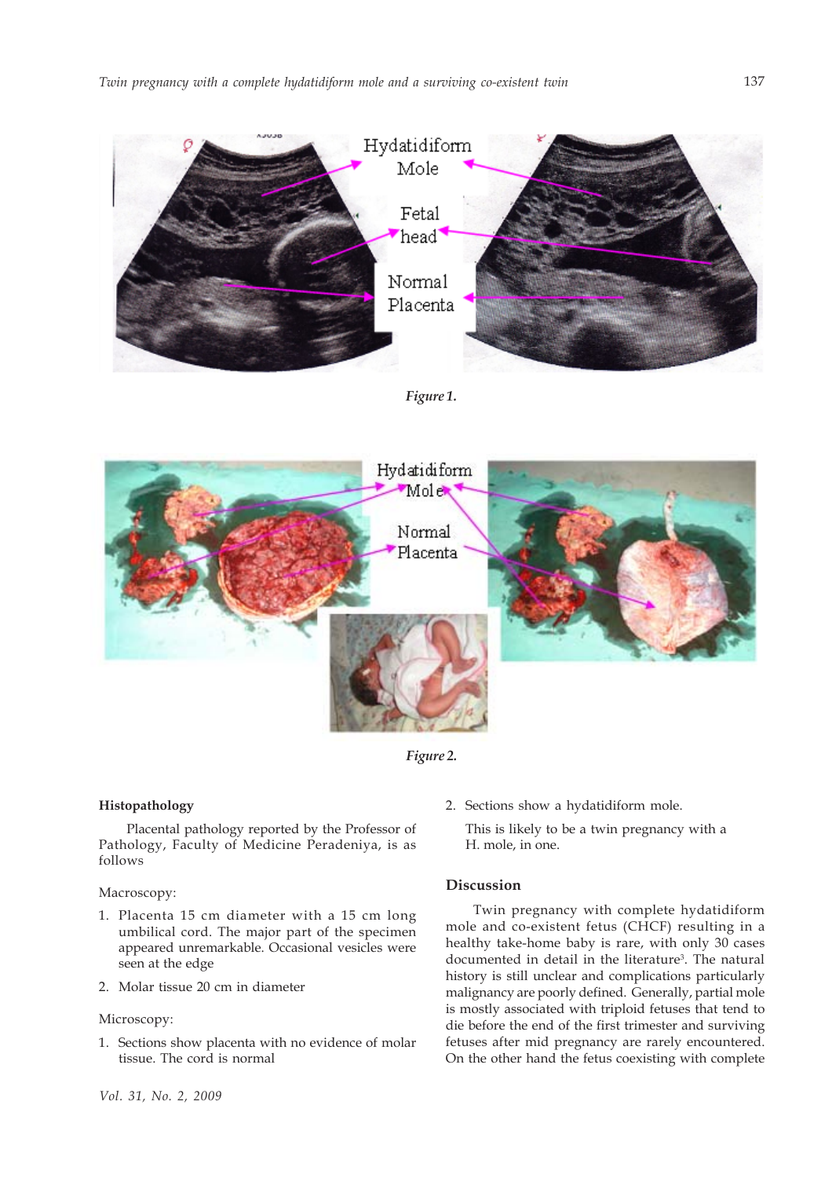Figure 1.

Figure 2.

### Histopathology

Placental pathology reported by the Professor of Pathology, Faculty of Medicine Peradeniya, is as follows

Macroscopy:

1. Placenta 15 cm diameter with a 15 cm long umbilical cord. The major part of the specimen appeared unremarkable. Occasional vesicles were seen at the edge
2. Molar tissue 20 cm in diameter

Microscopy:

1. Sections show placenta with no evidence of molar tissue. The cord is normal
2. Sections show a hydatidiform mole.

   This is likely to be a twin pregnancy with a H. mole, in one.

### Discussion

Twin pregnancy with complete hydatidiform mole and co-existent fetus (CHCF) resulting in a healthy take-home baby is rare, with only 30 cases documented in detail in the literature[3]. The natural history is still unclear and complications particularly malignancy are poorly defined. Generally, partial mole is mostly associated with triploid fetuses that tend to die before the end of the first trimester and surviving fetuses after mid pregnancy are rarely encountered. On the other hand the fetus coexisting with complete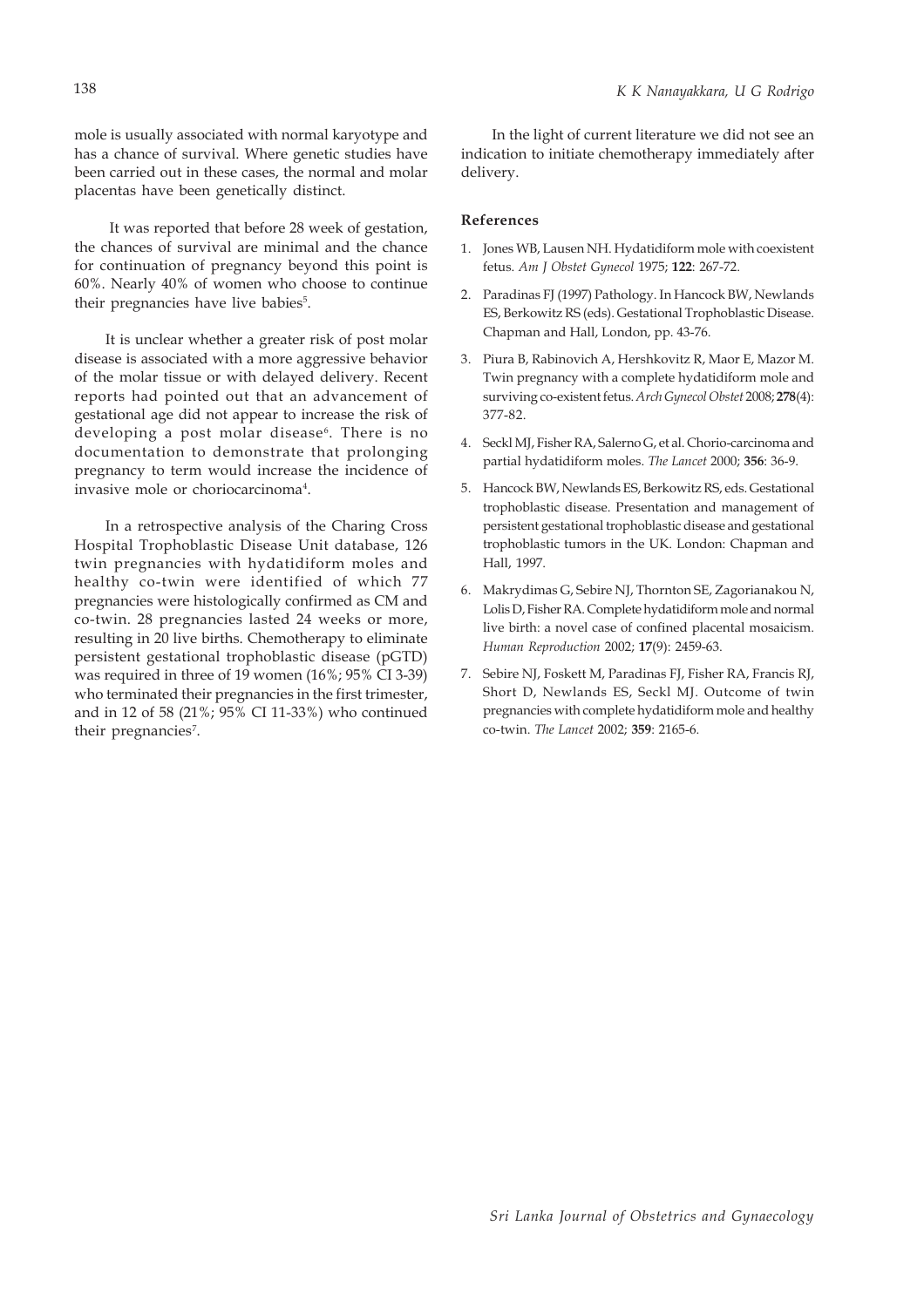mole is usually associated with normal karyotype and has a chance of survival. Where genetic studies have been carried out in these cases, the normal and molar placentas have been genetically distinct.

It was reported that before 28 week of gestation, the chances of survival are minimal and the chance for continuation of pregnancy beyond this point is 60%. Nearly 40% of women who choose to continue their pregnancies have live babies[5].

It is unclear whether a greater risk of post molar disease is associated with a more aggressive behavior of the molar tissue or with delayed delivery. Recent reports had pointed out that an advancement of gestational age did not appear to increase the risk of developing a post molar disease[6]. There is no documentation to demonstrate that prolonging pregnancy to term would increase the incidence of invasive mole or choriocarcinoma[4].

In a retrospective analysis of the Charing Cross Hospital Trophoblastic Disease Unit database, 126 twin pregnancies with hydatidiform moles and healthy co-twin were identified of which 77 pregnancies were histologically confirmed as CM and co-twin. 28 pregnancies lasted 24 weeks or more, resulting in 20 live births. Chemotherapy to eliminate persistent gestational trophoblastic disease (pGTD) was required in three of 19 women (16%; 95% CI 3-39) who terminated their pregnancies in the first trimester, and in 12 of 58 (21%; 95% CI 11-33%) who continued their pregnancies[7].

In the light of current literature we did not see an indication to initiate chemotherapy immediately after delivery.

### References

1. Jones WB, Lausen NH. Hydatidiform mole with coexistent fetus. *Am J Obstet Gynecol* 1975; **122**: 267-72.
2. Paradinas FJ (1997) Pathology. In Hancock BW, Newlands ES, Berkowitz RS (eds). Gestational Trophoblastic Disease. Chapman and Hall, London, pp. 43-76.
3. Piura B, Rabinovich A, Hershkovitz R, Maor E, Mazor M. Twin pregnancy with a complete hydatidiform mole and surviving co-existent fetus. *Arch Gynecol Obstet* 2008; **278**(4): 377-82.
4. Seckl MJ, Fisher RA, Salerno G, et al. Chorio-carcinoma and partial hydatidiform moles. *The Lancet* 2000; **356**: 36-9.
5. Hancock BW, Newlands ES, Berkowitz RS, eds. Gestational trophoblastic disease. Presentation and management of persistent gestational trophoblastic disease and gestational trophoblastic tumors in the UK. London: Chapman and Hall, 1997.
6. Makrydimas G, Sebire NJ, Thornton SE, Zagorianakou N, Lolis D, Fisher RA. Complete hydatidiform mole and normal live birth: a novel case of confined placental mosaicism. *Human Reproduction* 2002; **17**(9): 2459-63.
7. Sebire NJ, Foskett M, Paradinas FJ, Fisher RA, Francis RJ, Short D, Newlands ES, Seckl MJ. Outcome of twin pregnancies with complete hydatidiform mole and healthy co-twin. *The Lancet* 2002; **359**: 2165-6.